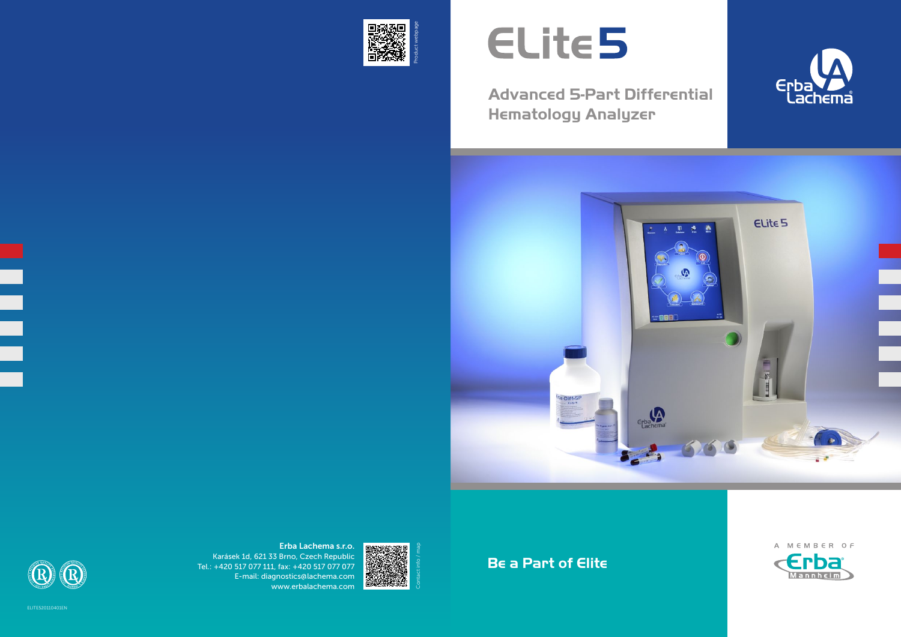# Elite 5

## Advanced 5-Part Differential Hematology Analyzer

Be a Part of Elite

A MEMBER OF Erba Mannheim

Product webpage

**Erba Lachema s.r.o.**
Karásek 1d, 621 33 Brno, Czech Republic
Tel.: +420 517 077 111, fax: +420 517 077 077
E-mail: diagnostics@lachema.com
www.erbalachema.com

Contact info / map

ELITE520110401EN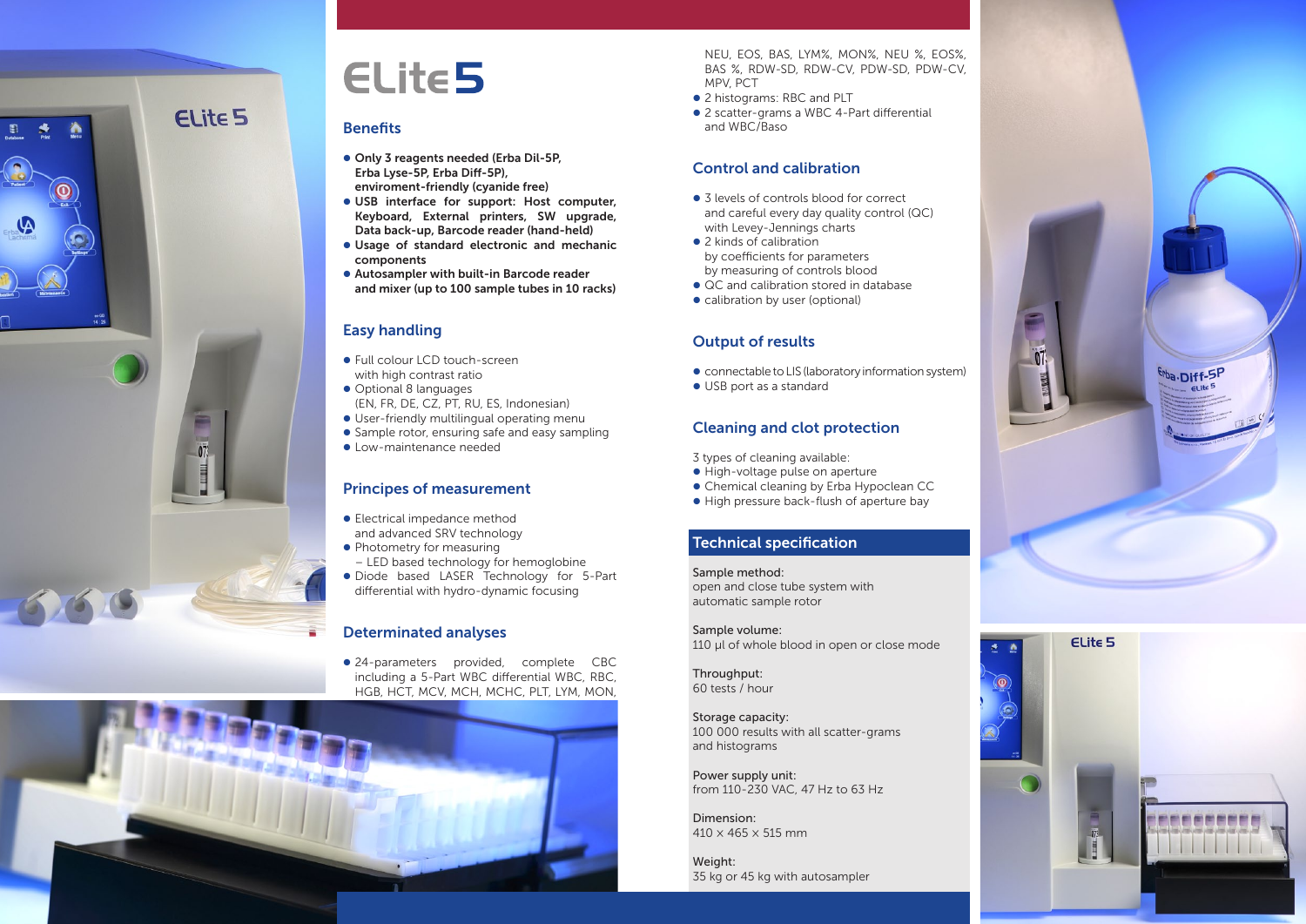# Elite 5

## Benefits

- **Only 3 reagents needed (Erba Dil-5P, Erba Lyse-5P, Erba Diff-5P), enviroment-friendly (cyanide free)**
- **USB interface for support: Host computer, Keyboard, External printers, SW upgrade, Data back-up, Barcode reader (hand-held)**
- **Usage of standard electronic and mechanic components**
- **Autosampler with built-in Barcode reader and mixer (up to 100 sample tubes in 10 racks)**

## Easy handling

- Full colour LCD touch-screen with high contrast ratio
- Optional 8 languages (EN, FR, DE, CZ, PT, RU, ES, Indonesian)
- User-friendly multilingual operating menu
- Sample rotor, ensuring safe and easy sampling
- Low-maintenance needed

## Principles of measurement

- Electrical impedance method and advanced SRV technology
- Photometry for measuring – LED based technology for hemoglobine
- Diode based LASER Technology for 5-Part differential with hydro-dynamic focusing

## Determinated analyses

- 24-parameters provided, complete CBC including a 5-Part WBC differential WBC, RBC, HGB, HCT, MCV, MCH, MCHC, PLT, LYM, MON, NEU, EOS, BAS, LYM%, MON%, NEU %, EOS%, BAS %, RDW-SD, RDW-CV, PDW-SD, PDW-CV, MPV, PCT
- 2 histograms: RBC and PLT
- 2 scatter-grams a WBC 4-Part differential and WBC/Baso

## Control and calibration

- 3 levels of controls blood for correct and careful every day quality control (QC) with Levey-Jennings charts
- 2 kinds of calibration by coefficients for parameters by measuring of controls blood
- QC and calibration stored in database
- calibration by user (optional)

## Output of results

- connectable to LIS (laboratory information system)
- USB port as a standard

## Cleaning and clot protection

3 types of cleaning available:

- High-voltage pulse on aperture
- Chemical cleaning by Erba Hypoclean CC
- High pressure back-flush of aperture bay

## Technical specification

Sample method:
open and close tube system with automatic sample rotor

Sample volume:
110 µl of whole blood in open or close mode

Throughput:
60 tests / hour

Storage capacity:
100 000 results with all scatter-grams and histograms

Power supply unit:
from 110-230 VAC, 47 Hz to 63 Hz

Dimension:
410 × 465 × 515 mm

Weight:
35 kg or 45 kg with autosampler